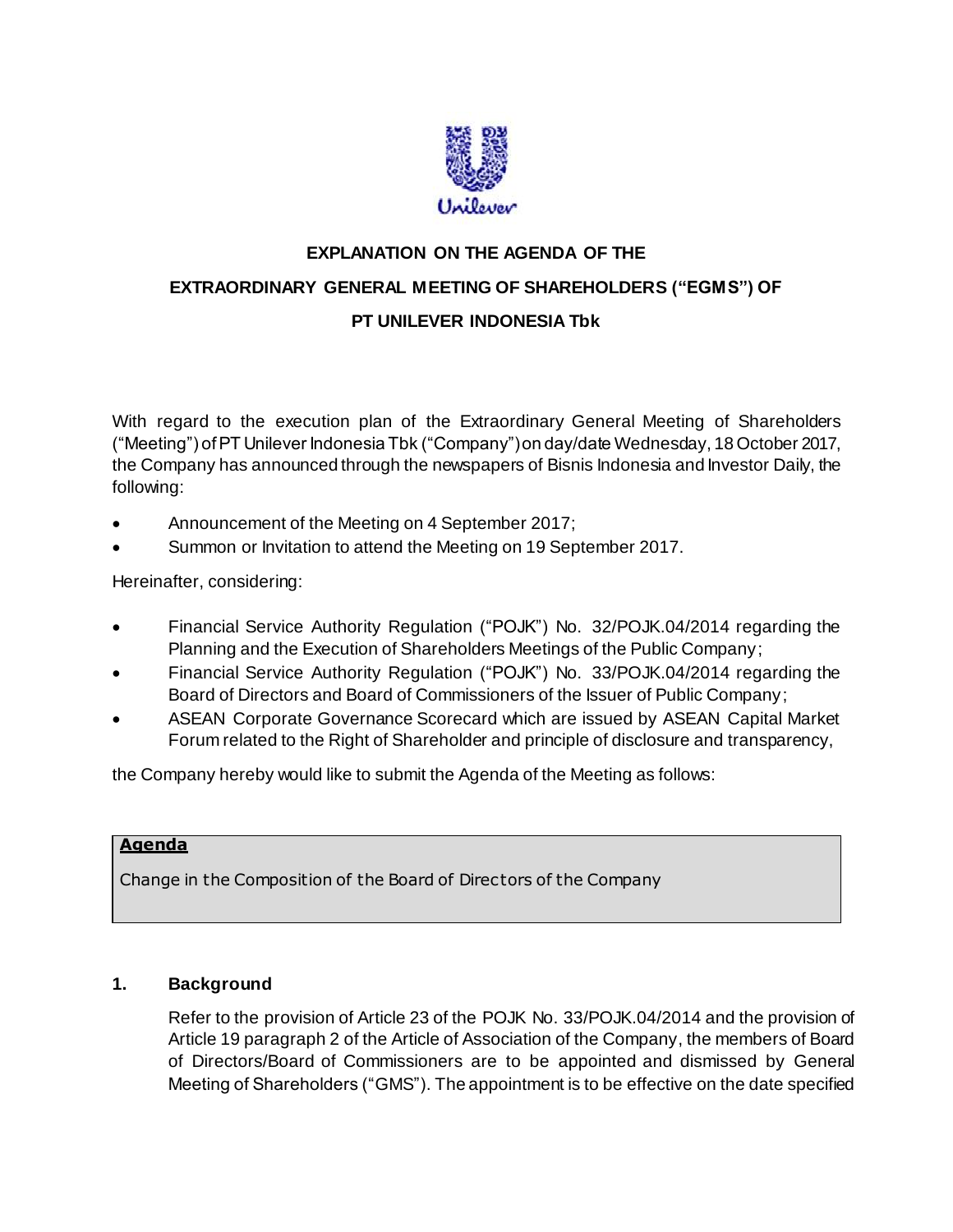**EXPLANATION ON THE AGENDA OF THE**

**EXTRAORDINARY GENERAL MEETING OF SHAREHOLDERS ("EGMS") OF**

**PT UNILEVER INDONESIA Tbk**

With regard to the execution plan of the Extraordinary General Meeting of Shareholders ("Meeting") of PT Unilever Indonesia Tbk ("Company") on day/date Wednesday, 18 October 2017, the Company has announced through the newspapers of Bisnis Indonesia and Investor Daily, the following:

- Announcement of the Meeting on 4 September 2017;
- Summon or Invitation to attend the Meeting on 19 September 2017.

Hereinafter, considering:

- Financial Service Authority Regulation ("POJK") No. 32/POJK.04/2014 regarding the Planning and the Execution of Shareholders Meetings of the Public Company;
- Financial Service Authority Regulation ("POJK") No. 33/POJK.04/2014 regarding the Board of Directors and Board of Commissioners of the Issuer of Public Company;
- ASEAN Corporate Governance Scorecard which are issued by ASEAN Capital Market Forum related to the Right of Shareholder and principle of disclosure and transparency,

the Company hereby would like to submit the Agenda of the Meeting as follows:

| **Agenda** |
| --- |
| Change in the Composition of the Board of Directors of the Company |

**1. Background**

Refer to the provision of Article 23 of the POJK No. 33/POJK.04/2014 and the provision of Article 19 paragraph 2 of the Article of Association of the Company, the members of Board of Directors/Board of Commissioners are to be appointed and dismissed by General Meeting of Shareholders ("GMS"). The appointment is to be effective on the date specified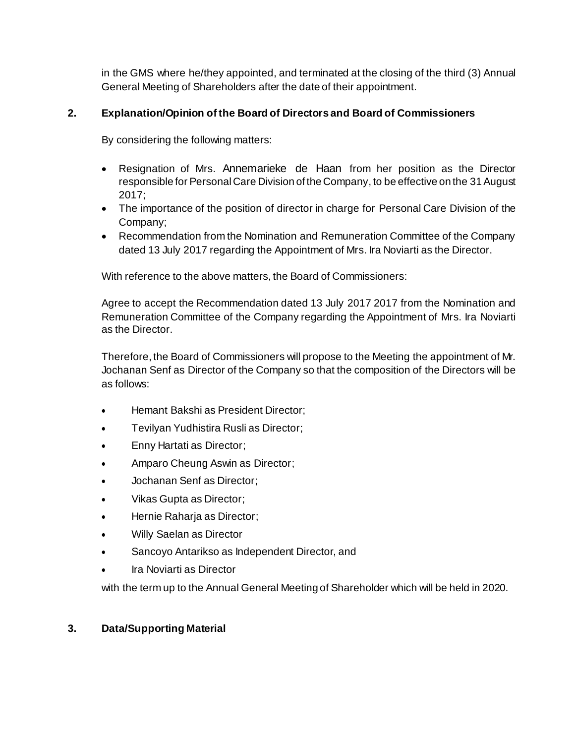in the GMS where he/they appointed, and terminated at the closing of the third (3) Annual General Meeting of Shareholders after the date of their appointment.

## 2. Explanation/Opinion of the Board of Directors and Board of Commissioners

By considering the following matters:

- Resignation of Mrs. Annemarieke de Haan from her position as the Director responsible for Personal Care Division of the Company, to be effective on the 31 August 2017;
- The importance of the position of director in charge for Personal Care Division of the Company;
- Recommendation from the Nomination and Remuneration Committee of the Company dated 13 July 2017 regarding the Appointment of Mrs. Ira Noviarti as the Director.

With reference to the above matters, the Board of Commissioners:

Agree to accept the Recommendation dated 13 July 2017 2017 from the Nomination and Remuneration Committee of the Company regarding the Appointment of Mrs. Ira Noviarti as the Director.

Therefore, the Board of Commissioners will propose to the Meeting the appointment of Mr. Jochanan Senf as Director of the Company so that the composition of the Directors will be as follows:

- Hemant Bakshi as President Director;
- Tevilyan Yudhistira Rusli as Director;
- Enny Hartati as Director;
- Amparo Cheung Aswin as Director;
- Jochanan Senf as Director;
- Vikas Gupta as Director;
- Hernie Raharja as Director;
- Willy Saelan as Director
- Sancoyo Antarikso as Independent Director, and
- Ira Noviarti as Director

with the term up to the Annual General Meeting of Shareholder which will be held in 2020.

## 3. Data/Supporting Material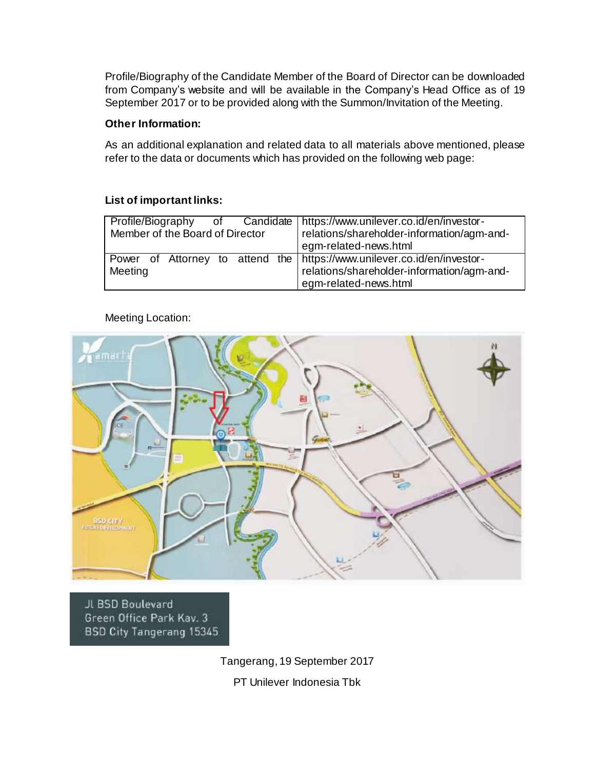Profile/Biography of the Candidate Member of the Board of Director can be downloaded from Company's website and will be available in the Company's Head Office as of 19 September 2017 or to be provided along with the Summon/Invitation of the Meeting.

**Other Information:**

As an additional explanation and related data to all materials above mentioned, please refer to the data or documents which has provided on the following web page:

**List of important links:**

| | |
|---|---|
| Profile/Biography of Candidate Member of the Board of Director | https://www.unilever.co.id/en/investor-relations/shareholder-information/agm-and-egm-related-news.html |
| Power of Attorney to attend the Meeting | https://www.unilever.co.id/en/investor-relations/shareholder-information/agm-and-egm-related-news.html |

Meeting Location:

Jl BSD Boulevard
Green Office Park Kav. 3
BSD City Tangerang 15345

Tangerang, 19 September 2017

PT Unilever Indonesia Tbk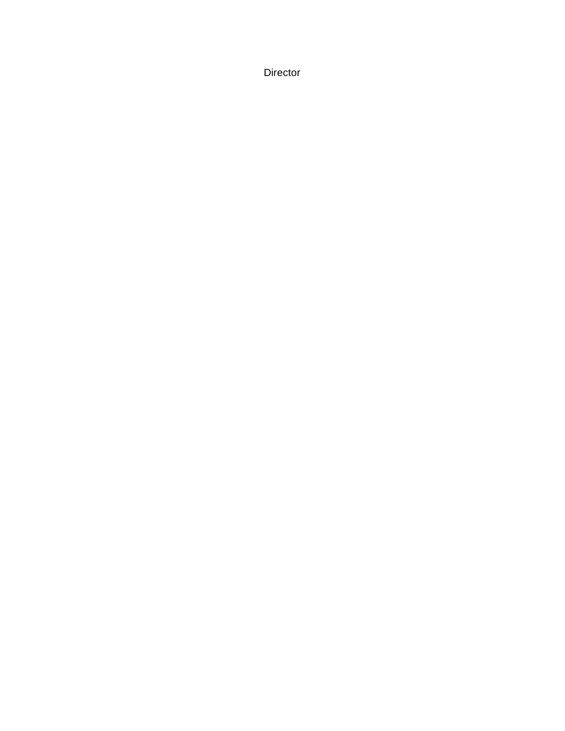Director